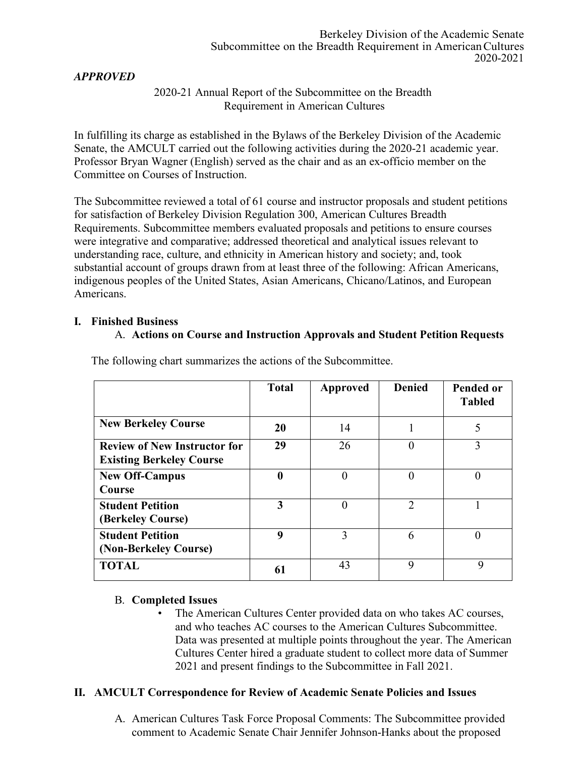Berkeley Division of the Academic Senate
Subcommittee on the Breadth Requirement in American Cultures
2020-2021

***APPROVED***

# 2020-21 Annual Report of the Subcommittee on the Breadth Requirement in American Cultures

In fulfilling its charge as established in the Bylaws of the Berkeley Division of the Academic Senate, the AMCULT carried out the following activities during the 2020-21 academic year. Professor Bryan Wagner (English) served as the chair and as an ex-officio member on the Committee on Courses of Instruction.

The Subcommittee reviewed a total of 61 course and instructor proposals and student petitions for satisfaction of Berkeley Division Regulation 300, American Cultures Breadth Requirements. Subcommittee members evaluated proposals and petitions to ensure courses were integrative and comparative; addressed theoretical and analytical issues relevant to understanding race, culture, and ethnicity in American history and society; and, took substantial account of groups drawn from at least three of the following: African Americans, indigenous peoples of the United States, Asian Americans, Chicano/Latinos, and European Americans.

## I. Finished Business

### A. Actions on Course and Instruction Approvals and Student Petition Requests

The following chart summarizes the actions of the Subcommittee.

| | Total | Approved | Denied | Pended or Tabled |
|---|---|---|---|---|
| **New Berkeley Course** | **20** | 14 | 1 | 5 |
| **Review of New Instructor for Existing Berkeley Course** | **29** | 26 | 0 | 3 |
| **New Off-Campus Course** | **0** | 0 | 0 | 0 |
| **Student Petition (Berkeley Course)** | **3** | 0 | 2 | 1 |
| **Student Petition (Non-Berkeley Course)** | **9** | 3 | 6 | 0 |
| **TOTAL** | **61** | 43 | 9 | 9 |

### B. Completed Issues

- The American Cultures Center provided data on who takes AC courses, and who teaches AC courses to the American Cultures Subcommittee. Data was presented at multiple points throughout the year. The American Cultures Center hired a graduate student to collect more data of Summer 2021 and present findings to the Subcommittee in Fall 2021.

## II. AMCULT Correspondence for Review of Academic Senate Policies and Issues

A. American Cultures Task Force Proposal Comments: The Subcommittee provided comment to Academic Senate Chair Jennifer Johnson-Hanks about the proposed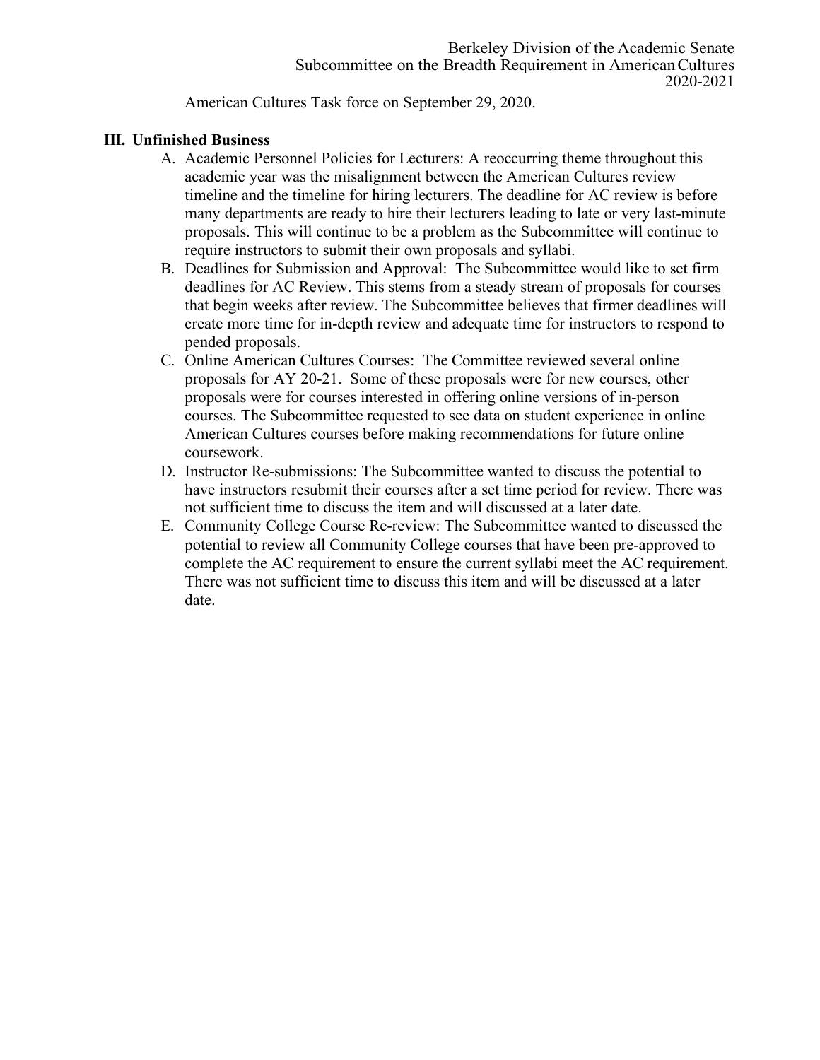American Cultures Task force on September 29, 2020.

## III. Unfinished Business

A. Academic Personnel Policies for Lecturers: A reoccurring theme throughout this academic year was the misalignment between the American Cultures review timeline and the timeline for hiring lecturers. The deadline for AC review is before many departments are ready to hire their lecturers leading to late or very last-minute proposals. This will continue to be a problem as the Subcommittee will continue to require instructors to submit their own proposals and syllabi.

B. Deadlines for Submission and Approval: The Subcommittee would like to set firm deadlines for AC Review. This stems from a steady stream of proposals for courses that begin weeks after review. The Subcommittee believes that firmer deadlines will create more time for in-depth review and adequate time for instructors to respond to pended proposals.

C. Online American Cultures Courses: The Committee reviewed several online proposals for AY 20-21. Some of these proposals were for new courses, other proposals were for courses interested in offering online versions of in-person courses. The Subcommittee requested to see data on student experience in online American Cultures courses before making recommendations for future online coursework.

D. Instructor Re-submissions: The Subcommittee wanted to discuss the potential to have instructors resubmit their courses after a set time period for review. There was not sufficient time to discuss the item and will discussed at a later date.

E. Community College Course Re-review: The Subcommittee wanted to discussed the potential to review all Community College courses that have been pre-approved to complete the AC requirement to ensure the current syllabi meet the AC requirement. There was not sufficient time to discuss this item and will be discussed at a later date.